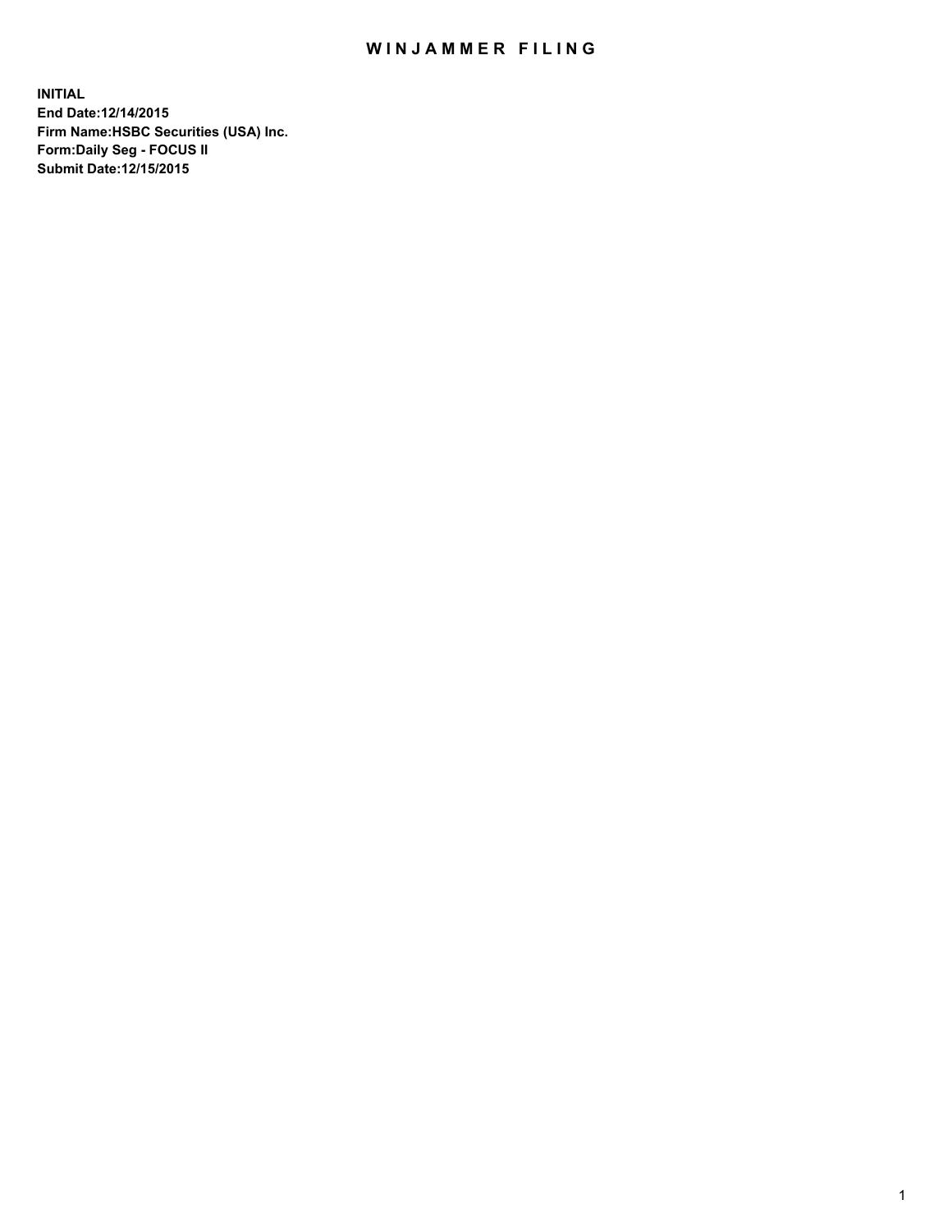# WINJAMMER FILING

**INITIAL**
**End Date:12/14/2015**
**Firm Name:HSBC Securities (USA) Inc.**
**Form:Daily Seg - FOCUS II**
**Submit Date:12/15/2015**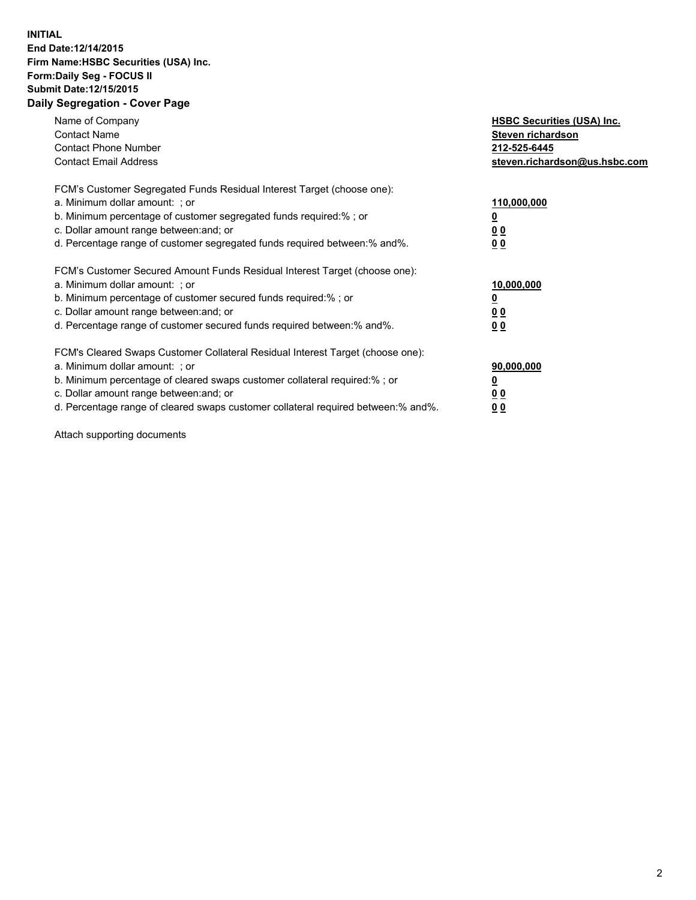**INITIAL**
**End Date:12/14/2015**
**Firm Name:HSBC Securities (USA) Inc.**
**Form:Daily Seg - FOCUS II**
**Submit Date:12/15/2015**

## Daily Segregation - Cover Page

| | |
|---|---|
| Name of Company | **HSBC Securities (USA) Inc.** |
| Contact Name | **Steven richardson** |
| Contact Phone Number | **212-525-6445** |
| Contact Email Address | **steven.richardson@us.hsbc.com** |

| | |
|---|---|
| FCM's Customer Segregated Funds Residual Interest Target (choose one): | |
| a. Minimum dollar amount: ; or | **110,000,000** |
| b. Minimum percentage of customer segregated funds required:% ; or | **0** |
| c. Dollar amount range between:and; or | **0 0** |
| d. Percentage range of customer segregated funds required between:% and%. | **0 0** |

| | |
|---|---|
| FCM's Customer Secured Amount Funds Residual Interest Target (choose one): | |
| a. Minimum dollar amount: ; or | **10,000,000** |
| b. Minimum percentage of customer secured funds required:% ; or | **0** |
| c. Dollar amount range between:and; or | **0 0** |
| d. Percentage range of customer secured funds required between:% and%. | **0 0** |

| | |
|---|---|
| FCM's Cleared Swaps Customer Collateral Residual Interest Target (choose one): | |
| a. Minimum dollar amount: ; or | **90,000,000** |
| b. Minimum percentage of cleared swaps customer collateral required:% ; or | **0** |
| c. Dollar amount range between:and; or | **0 0** |
| d. Percentage range of cleared swaps customer collateral required between:% and%. | **0 0** |

Attach supporting documents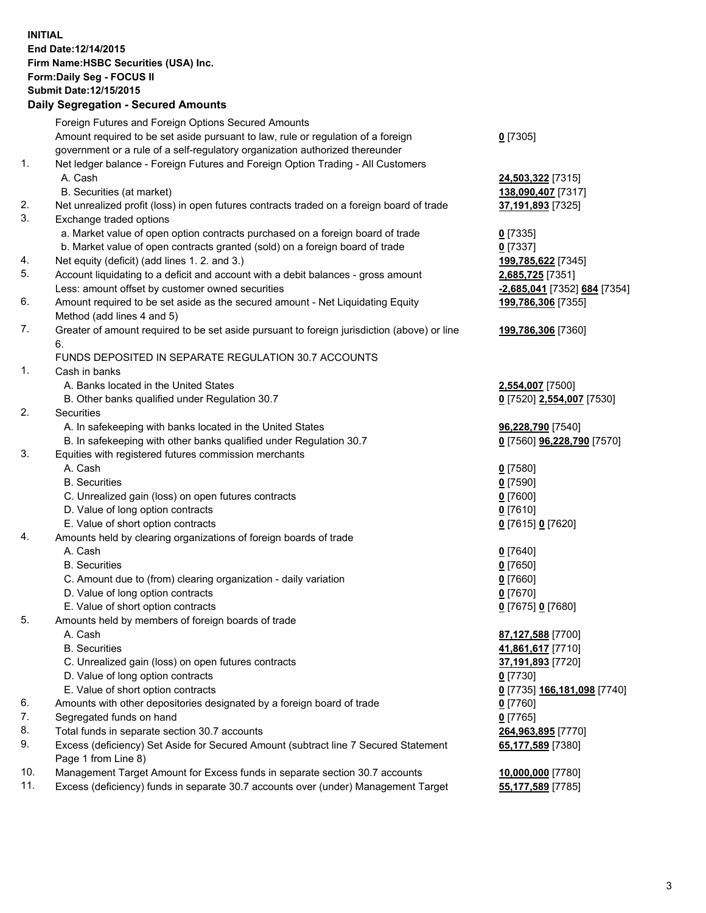**INITIAL**
**End Date:12/14/2015**
**Firm Name:HSBC Securities (USA) Inc.**
**Form:Daily Seg - FOCUS II**
**Submit Date:12/15/2015**

**Daily Segregation - Secured Amounts**

| | | |
|---|---|---|
| | Foreign Futures and Foreign Options Secured Amounts | |
| | Amount required to be set aside pursuant to law, rule or regulation of a foreign government or a rule of a self-regulatory organization authorized thereunder | **0** [7305] |
| 1. | Net ledger balance - Foreign Futures and Foreign Option Trading - All Customers | |
| | A. Cash | **24,503,322** [7315] |
| | B. Securities (at market) | **138,090,407** [7317] |
| 2. | Net unrealized profit (loss) in open futures contracts traded on a foreign board of trade | **37,191,893** [7325] |
| 3. | Exchange traded options | |
| | a. Market value of open option contracts purchased on a foreign board of trade | **0** [7335] |
| | b. Market value of open contracts granted (sold) on a foreign board of trade | **0** [7337] |
| 4. | Net equity (deficit) (add lines 1. 2. and 3.) | **199,785,622** [7345] |
| 5. | Account liquidating to a deficit and account with a debit balances - gross amount | **2,685,725** [7351] |
| | Less: amount offset by customer owned securities | **-2,685,041** [7352] **684** [7354] |
| 6. | Amount required to be set aside as the secured amount - Net Liquidating Equity Method (add lines 4 and 5) | **199,786,306** [7355] |
| 7. | Greater of amount required to be set aside pursuant to foreign jurisdiction (above) or line 6. | **199,786,306** [7360] |
| | FUNDS DEPOSITED IN SEPARATE REGULATION 30.7 ACCOUNTS | |
| 1. | Cash in banks | |
| | A. Banks located in the United States | **2,554,007** [7500] |
| | B. Other banks qualified under Regulation 30.7 | **0** [7520] **2,554,007** [7530] |
| 2. | Securities | |
| | A. In safekeeping with banks located in the United States | **96,228,790** [7540] |
| | B. In safekeeping with other banks qualified under Regulation 30.7 | **0** [7560] **96,228,790** [7570] |
| 3. | Equities with registered futures commission merchants | |
| | A. Cash | **0** [7580] |
| | B. Securities | **0** [7590] |
| | C. Unrealized gain (loss) on open futures contracts | **0** [7600] |
| | D. Value of long option contracts | **0** [7610] |
| | E. Value of short option contracts | **0** [7615] **0** [7620] |
| 4. | Amounts held by clearing organizations of foreign boards of trade | |
| | A. Cash | **0** [7640] |
| | B. Securities | **0** [7650] |
| | C. Amount due to (from) clearing organization - daily variation | **0** [7660] |
| | D. Value of long option contracts | **0** [7670] |
| | E. Value of short option contracts | **0** [7675] **0** [7680] |
| 5. | Amounts held by members of foreign boards of trade | |
| | A. Cash | **87,127,588** [7700] |
| | B. Securities | **41,861,617** [7710] |
| | C. Unrealized gain (loss) on open futures contracts | **37,191,893** [7720] |
| | D. Value of long option contracts | **0** [7730] |
| | E. Value of short option contracts | **0** [7735] **166,181,098** [7740] |
| 6. | Amounts with other depositories designated by a foreign board of trade | **0** [7760] |
| 7. | Segregated funds on hand | **0** [7765] |
| 8. | Total funds in separate section 30.7 accounts | **264,963,895** [7770] |
| 9. | Excess (deficiency) Set Aside for Secured Amount (subtract line 7 Secured Statement Page 1 from Line 8) | **65,177,589** [7380] |
| 10. | Management Target Amount for Excess funds in separate section 30.7 accounts | **10,000,000** [7780] |
| 11. | Excess (deficiency) funds in separate 30.7 accounts over (under) Management Target | **55,177,589** [7785] |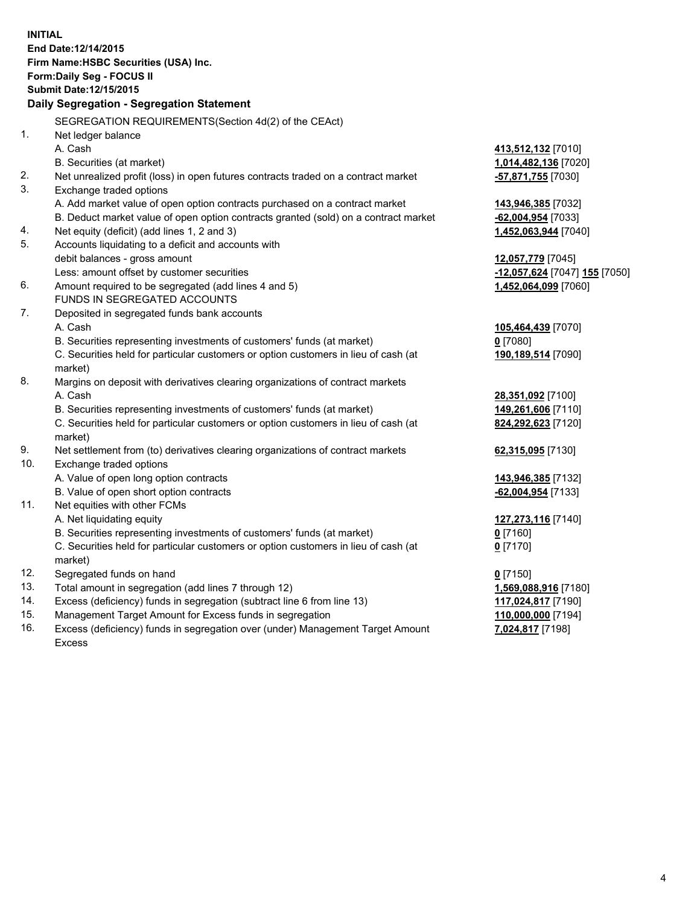**INITIAL**
**End Date:12/14/2015**
**Firm Name:HSBC Securities (USA) Inc.**
**Form:Daily Seg - FOCUS II**
**Submit Date:12/15/2015**

## Daily Segregation - Segregation Statement

| | | |
|---|---|---|
| | SEGREGATION REQUIREMENTS(Section 4d(2) of the CEAct) | |
| 1. | Net ledger balance | |
| | A. Cash | **413,512,132** [7010] |
| | B. Securities (at market) | **1,014,482,136** [7020] |
| 2. | Net unrealized profit (loss) in open futures contracts traded on a contract market | **-57,871,755** [7030] |
| 3. | Exchange traded options | |
| | A. Add market value of open option contracts purchased on a contract market | **143,946,385** [7032] |
| | B. Deduct market value of open option contracts granted (sold) on a contract market | **-62,004,954** [7033] |
| 4. | Net equity (deficit) (add lines 1, 2 and 3) | **1,452,063,944** [7040] |
| 5. | Accounts liquidating to a deficit and accounts with debit balances - gross amount | **12,057,779** [7045] |
| | Less: amount offset by customer securities | **-12,057,624** [7047] **155** [7050] |
| 6. | Amount required to be segregated (add lines 4 and 5) | **1,452,064,099** [7060] |
| | FUNDS IN SEGREGATED ACCOUNTS | |
| 7. | Deposited in segregated funds bank accounts | |
| | A. Cash | **105,464,439** [7070] |
| | B. Securities representing investments of customers' funds (at market) | **0** [7080] |
| | C. Securities held for particular customers or option customers in lieu of cash (at market) | **190,189,514** [7090] |
| 8. | Margins on deposit with derivatives clearing organizations of contract markets | |
| | A. Cash | **28,351,092** [7100] |
| | B. Securities representing investments of customers' funds (at market) | **149,261,606** [7110] |
| | C. Securities held for particular customers or option customers in lieu of cash (at market) | **824,292,623** [7120] |
| 9. | Net settlement from (to) derivatives clearing organizations of contract markets | **62,315,095** [7130] |
| 10. | Exchange traded options | |
| | A. Value of open long option contracts | **143,946,385** [7132] |
| | B. Value of open short option contracts | **-62,004,954** [7133] |
| 11. | Net equities with other FCMs | |
| | A. Net liquidating equity | **127,273,116** [7140] |
| | B. Securities representing investments of customers' funds (at market) | **0** [7160] |
| | C. Securities held for particular customers or option customers in lieu of cash (at market) | **0** [7170] |
| 12. | Segregated funds on hand | **0** [7150] |
| 13. | Total amount in segregation (add lines 7 through 12) | **1,569,088,916** [7180] |
| 14. | Excess (deficiency) funds in segregation (subtract line 6 from line 13) | **117,024,817** [7190] |
| 15. | Management Target Amount for Excess funds in segregation | **110,000,000** [7194] |
| 16. | Excess (deficiency) funds in segregation over (under) Management Target Amount Excess | **7,024,817** [7198] |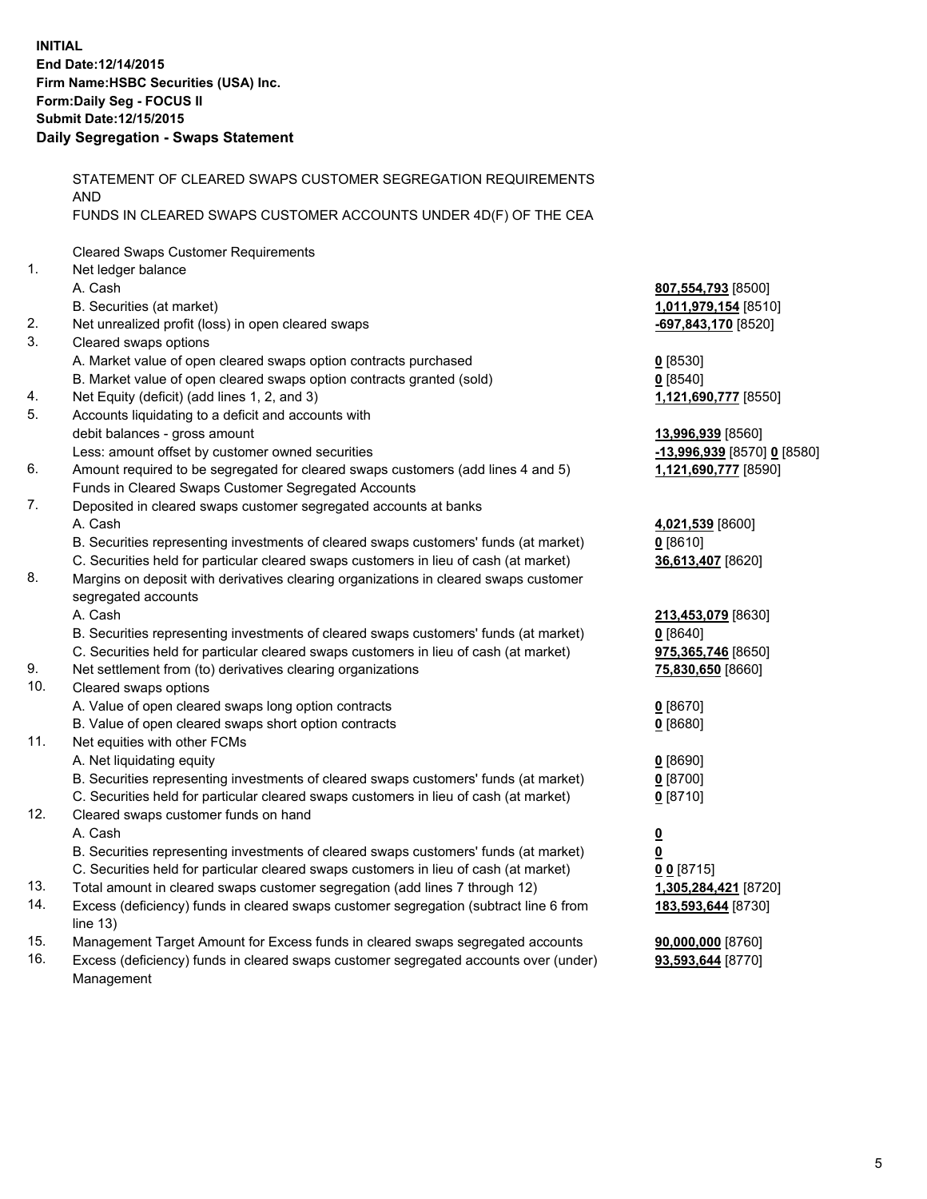**INITIAL**
**End Date:12/14/2015**
**Firm Name:HSBC Securities (USA) Inc.**
**Form:Daily Seg - FOCUS II**
**Submit Date:12/15/2015**
**Daily Segregation - Swaps Statement**

STATEMENT OF CLEARED SWAPS CUSTOMER SEGREGATION REQUIREMENTS AND FUNDS IN CLEARED SWAPS CUSTOMER ACCOUNTS UNDER 4D(F) OF THE CEA

| | | |
|---|---|---|
| | Cleared Swaps Customer Requirements | |
| 1. | Net ledger balance | |
| | A. Cash | **807,554,793** [8500] |
| | B. Securities (at market) | **1,011,979,154** [8510] |
| 2. | Net unrealized profit (loss) in open cleared swaps | **-697,843,170** [8520] |
| 3. | Cleared swaps options | |
| | A. Market value of open cleared swaps option contracts purchased | **0** [8530] |
| | B. Market value of open cleared swaps option contracts granted (sold) | **0** [8540] |
| 4. | Net Equity (deficit) (add lines 1, 2, and 3) | **1,121,690,777** [8550] |
| 5. | Accounts liquidating to a deficit and accounts with debit balances - gross amount | **13,996,939** [8560] |
| | Less: amount offset by customer owned securities | **-13,996,939** [8570] **0** [8580] |
| 6. | Amount required to be segregated for cleared swaps customers (add lines 4 and 5) | **1,121,690,777** [8590] |
| | Funds in Cleared Swaps Customer Segregated Accounts | |
| 7. | Deposited in cleared swaps customer segregated accounts at banks | |
| | A. Cash | **4,021,539** [8600] |
| | B. Securities representing investments of cleared swaps customers' funds (at market) | **0** [8610] |
| | C. Securities held for particular cleared swaps customers in lieu of cash (at market) | **36,613,407** [8620] |
| 8. | Margins on deposit with derivatives clearing organizations in cleared swaps customer segregated accounts | |
| | A. Cash | **213,453,079** [8630] |
| | B. Securities representing investments of cleared swaps customers' funds (at market) | **0** [8640] |
| | C. Securities held for particular cleared swaps customers in lieu of cash (at market) | **975,365,746** [8650] |
| 9. | Net settlement from (to) derivatives clearing organizations | **75,830,650** [8660] |
| 10. | Cleared swaps options | |
| | A. Value of open cleared swaps long option contracts | **0** [8670] |
| | B. Value of open cleared swaps short option contracts | **0** [8680] |
| 11. | Net equities with other FCMs | |
| | A. Net liquidating equity | **0** [8690] |
| | B. Securities representing investments of cleared swaps customers' funds (at market) | **0** [8700] |
| | C. Securities held for particular cleared swaps customers in lieu of cash (at market) | **0** [8710] |
| 12. | Cleared swaps customer funds on hand | |
| | A. Cash | **0** |
| | B. Securities representing investments of cleared swaps customers' funds (at market) | **0** |
| | C. Securities held for particular cleared swaps customers in lieu of cash (at market) | **0** **0** [8715] |
| 13. | Total amount in cleared swaps customer segregation (add lines 7 through 12) | **1,305,284,421** [8720] |
| 14. | Excess (deficiency) funds in cleared swaps customer segregation (subtract line 6 from line 13) | **183,593,644** [8730] |
| 15. | Management Target Amount for Excess funds in cleared swaps segregated accounts | **90,000,000** [8760] |
| 16. | Excess (deficiency) funds in cleared swaps customer segregated accounts over (under) Management | **93,593,644** [8770] |